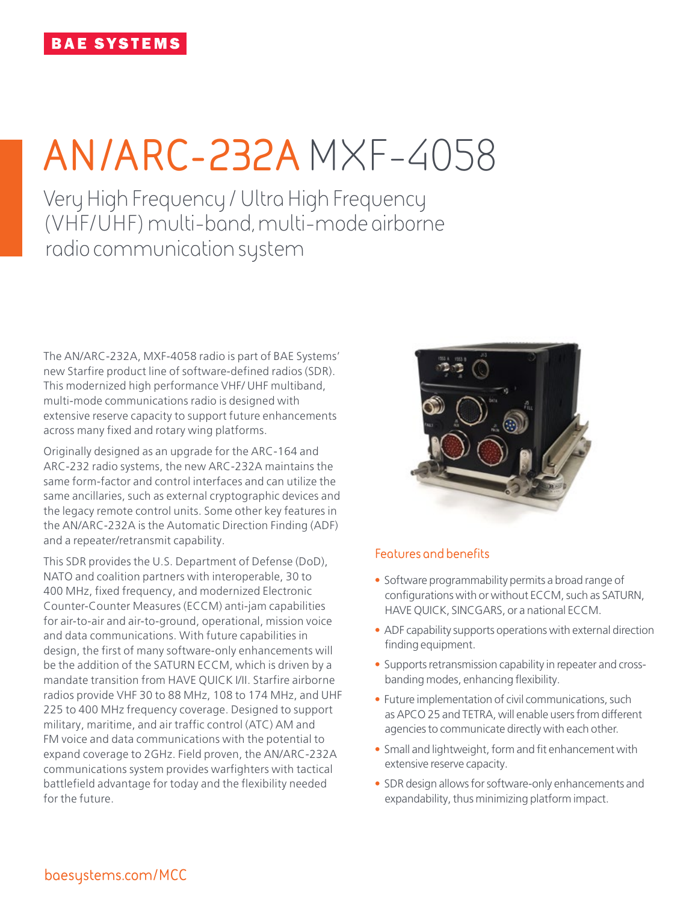BAE SYSTEMS

# AN/ARC-232A MXF-4058

## Very High Frequency / Ultra High Frequency (VHF/UHF) multi-band, multi-mode airborne radio communication system

The AN/ARC-232A, MXF-4058 radio is part of BAE Systems' new Starfire product line of software-defined radios (SDR). This modernized high performance VHF/ UHF multiband, multi-mode communications radio is designed with extensive reserve capacity to support future enhancements across many fixed and rotary wing platforms.

Originally designed as an upgrade for the ARC-164 and ARC-232 radio systems, the new ARC-232A maintains the same form-factor and control interfaces and can utilize the same ancillaries, such as external cryptographic devices and the legacy remote control units. Some other key features in the AN/ARC-232A is the Automatic Direction Finding (ADF) and a repeater/retransmit capability.

This SDR provides the U.S. Department of Defense (DoD), NATO and coalition partners with interoperable, 30 to 400 MHz, fixed frequency, and modernized Electronic Counter-Counter Measures (ECCM) anti-jam capabilities for air-to-air and air-to-ground, operational, mission voice and data communications. With future capabilities in design, the first of many software-only enhancements will be the addition of the SATURN ECCM, which is driven by a mandate transition from HAVE QUICK I/II. Starfire airborne radios provide VHF 30 to 88 MHz, 108 to 174 MHz, and UHF 225 to 400 MHz frequency coverage. Designed to support military, maritime, and air traffic control (ATC) AM and FM voice and data communications with the potential to expand coverage to 2GHz. Field proven, the AN/ARC-232A communications system provides warfighters with tactical battlefield advantage for today and the flexibility needed for the future.

### Features and benefits

- Software programmability permits a broad range of configurations with or without ECCM, such as SATURN, HAVE QUICK, SINCGARS, or a national ECCM.
- ADF capability supports operations with external direction finding equipment.
- Supports retransmission capability in repeater and cross-banding modes, enhancing flexibility.
- Future implementation of civil communications, such as APCO 25 and TETRA, will enable users from different agencies to communicate directly with each other.
- Small and lightweight, form and fit enhancement with extensive reserve capacity.
- SDR design allows for software-only enhancements and expandability, thus minimizing platform impact.

baesystems.com/MCC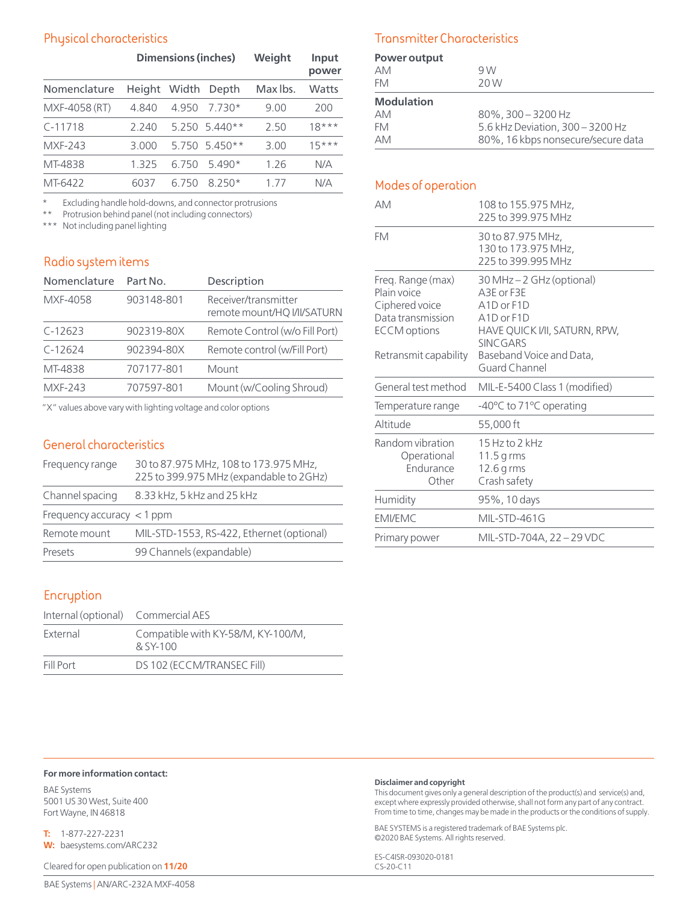## Physical characteristics

| | Dimensions (inches) | | | Weight | Input power |
|---|---|---|---|---|---|
| Nomenclature | Height | Width | Depth | Max lbs. | Watts |
| MXF-4058 (RT) | 4.840 | 4.950 | 7.730* | 9.00 | 200 |
| C-11718 | 2.240 | 5.250 | 5.440** | 2.50 | 18*** |
| MXF-243 | 3.000 | 5.750 | 5.450** | 3.00 | 15*** |
| MT-4838 | 1.325 | 6.750 | 5.490* | 1.26 | N/A |
| MT-6422 | 6037 | 6.750 | 8.250* | 1.77 | N/A |

\* Excluding handle hold-downs, and connector protrusions
** Protrusion behind panel (not including connectors)
*** Not including panel lighting

## Radio system items

| Nomenclature | Part No. | Description |
|---|---|---|
| MXF-4058 | 903148-801 | Receiver/transmitter remote mount/HQ I/II/SATURN |
| C-12623 | 902319-80X | Remote Control (w/o Fill Port) |
| C-12624 | 902394-80X | Remote control (w/Fill Port) |
| MT-4838 | 707177-801 | Mount |
| MXF-243 | 707597-801 | Mount (w/Cooling Shroud) |

"X" values above vary with lighting voltage and color options

## General characteristics

| | |
|---|---|
| Frequency range | 30 to 87.975 MHz, 108 to 173.975 MHz, 225 to 399.975 MHz (expandable to 2GHz) |
| Channel spacing | 8.33 kHz, 5 kHz and 25 kHz |
| Frequency accuracy | < 1 ppm |
| Remote mount | MIL-STD-1553, RS-422, Ethernet (optional) |
| Presets | 99 Channels (expandable) |

## Encryption

| | |
|---|---|
| Internal (optional) | Commercial AES |
| External | Compatible with KY-58/M, KY-100/M, & SY-100 |
| Fill Port | DS 102 (ECCM/TRANSEC Fill) |

## Transmitter Characteristics

| | |
|---|---|
| **Power output** | |
| AM | 9 W |
| FM | 20 W |
| **Modulation** | |
| AM | 80%, 300 – 3200 Hz |
| FM | 5.6 kHz Deviation, 300 – 3200 Hz |
| AM | 80%, 16 kbps nonsecure/secure data |

## Modes of operation

| | |
|---|---|
| AM | 108 to 155.975 MHz, 225 to 399.975 MHz |
| FM | 30 to 87.975 MHz, 130 to 173.975 MHz, 225 to 399.995 MHz |
| Freq. Range (max) | 30 MHz – 2 GHz (optional) |
| Plain voice | A3E or F3E |
| Ciphered voice | A1D or F1D |
| Data transmission | A1D or F1D |
| ECCM options | HAVE QUICK I/II, SATURN, RPW, SINCGARS |
| Retransmit capability | Baseband Voice and Data, Guard Channel |
| General test method | MIL-E-5400 Class 1 (modified) |
| Temperature range | -40°C to 71°C operating |
| Altitude | 55,000 ft |
| Random vibration | 15 Hz to 2 kHz |
| Operational | 11.5 g rms |
| Endurance | 12.6 g rms |
| Other | Crash safety |
| Humidity | 95%, 10 days |
| EMI/EMC | MIL-STD-461G |
| Primary power | MIL-STD-704A, 22 – 29 VDC |

**For more information contact:**

BAE Systems
5001 US 30 West, Suite 400
Fort Wayne, IN 46818

**T:** 1-877-227-2231
**W:** baesystems.com/ARC232

Cleared for open publication on **11/20**

**Disclaimer and copyright**
This document gives only a general description of the product(s) and service(s) and, except where expressly provided otherwise, shall not form any part of any contract. From time to time, changes may be made in the products or the conditions of supply.

BAE SYSTEMS is a registered trademark of BAE Systems plc.
©2020 BAE Systems. All rights reserved.

ES-C4ISR-093020-0181
CS-20-C11

BAE Systems | AN/ARC-232A MXF-4058